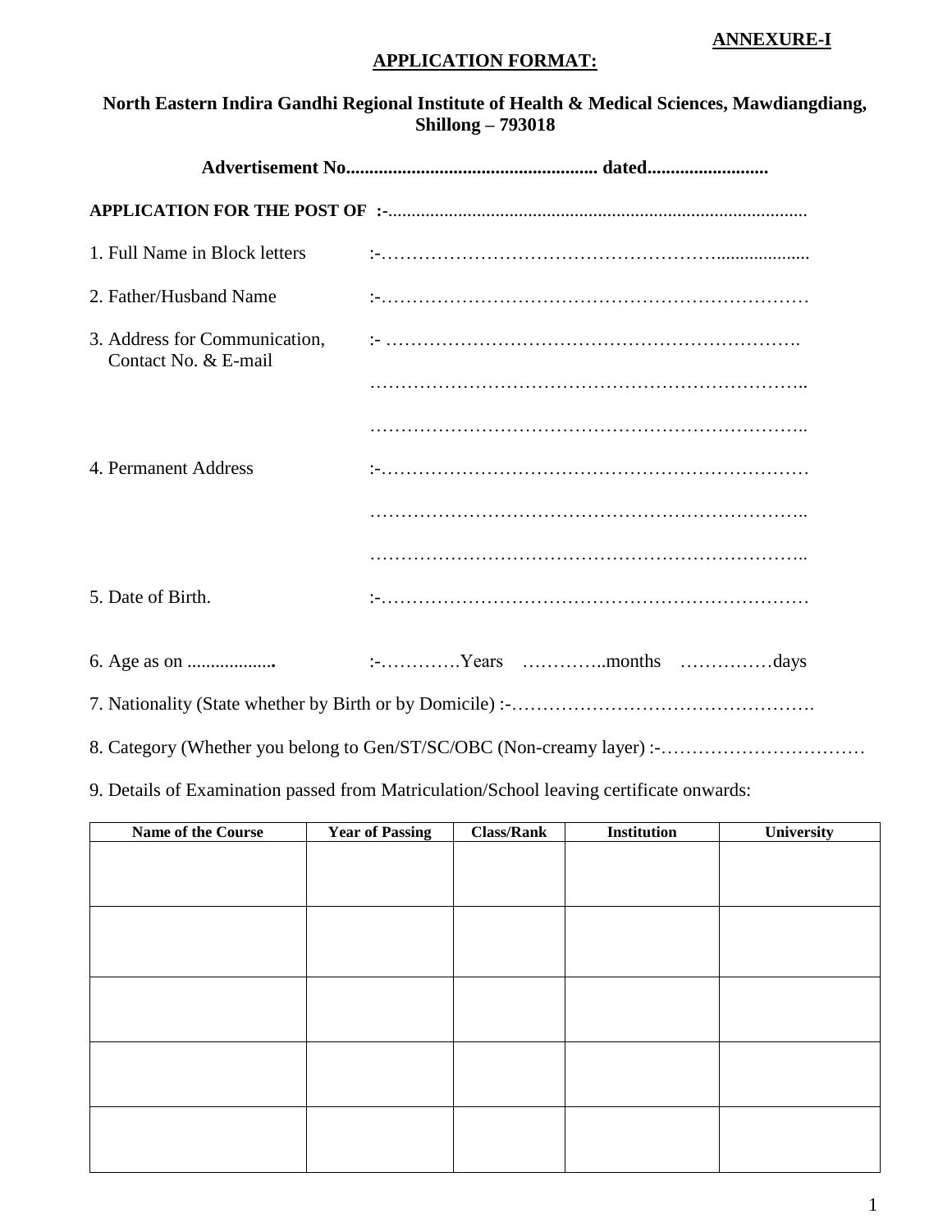**ANNEXURE-I**

**APPLICATION FORMAT:**

**North Eastern Indira Gandhi Regional Institute of Health & Medical Sciences, Mawdiangdiang, Shillong – 793018**

**Advertisement No...................................................... dated..........................**

**APPLICATION FOR THE POST OF :-**.........................................................................................

1. Full Name in Block letters :-…………………………………………….....................

2. Father/Husband Name :-……………………………………………………………

3. Address for Communication, Contact No. & E-mail :- ………………………………………………………….

   ……………………………………………………………..

   ……………………………………………………………..

4. Permanent Address :-……………………………………………………………

   ……………………………………………………………..

   ……………………………………………………………..

5. Date of Birth. :-……………………………………………………………

6. Age as on ................... :-………….Years …………..months ……………days

7. Nationality (State whether by Birth or by Domicile) :-………………………………………….

8. Category (Whether you belong to Gen/ST/SC/OBC (Non-creamy layer) :-……………………………

9. Details of Examination passed from Matriculation/School leaving certificate onwards:

| Name of the Course | Year of Passing | Class/Rank | Institution | University |
|---|---|---|---|---|
| | | | | |
| | | | | |
| | | | | |
| | | | | |
| | | | | |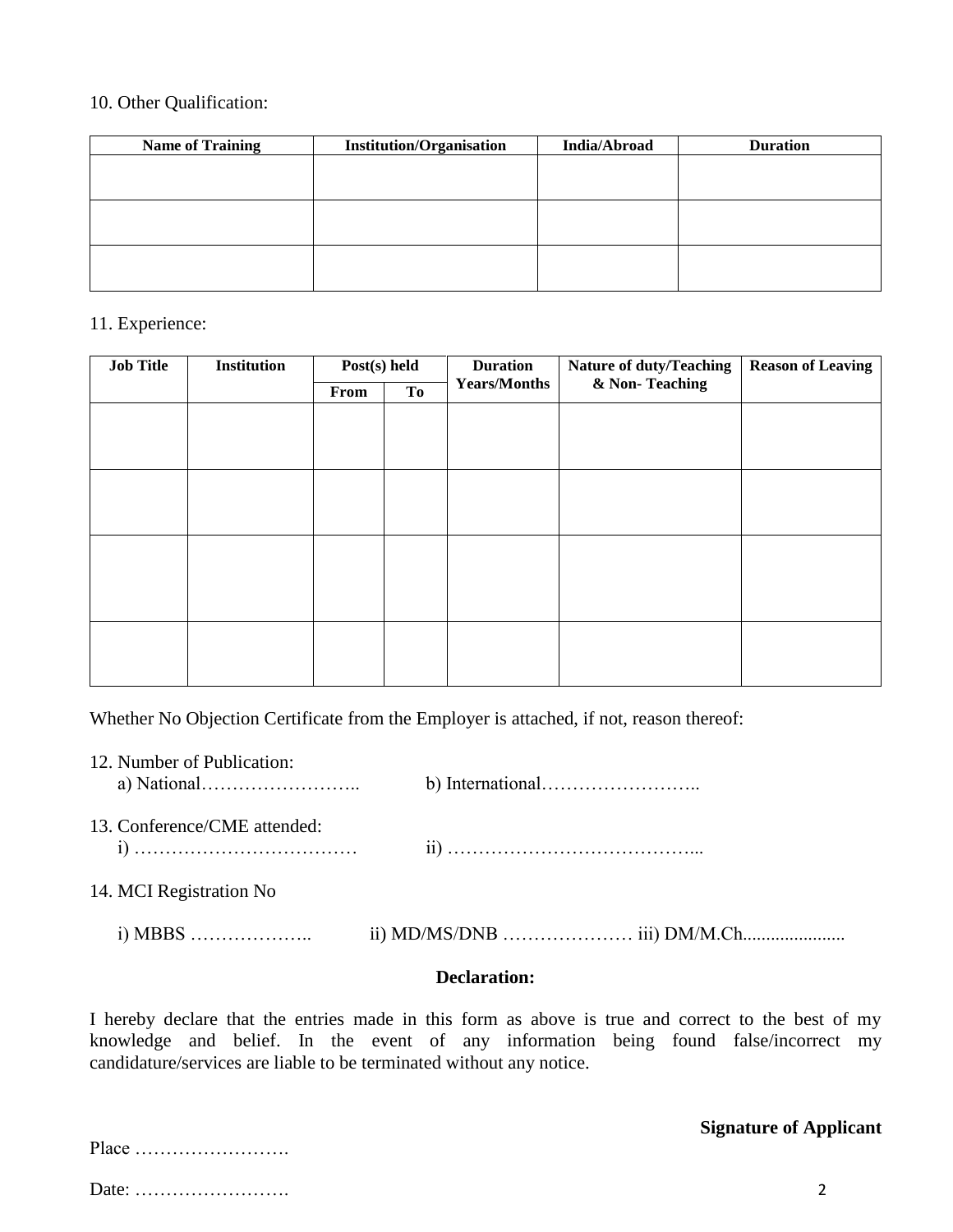10. Other Qualification:

| Name of Training | Institution/Organisation | India/Abroad | Duration |
|---|---|---|---|
| | | | |
| | | | |
| | | | |

11. Experience:

| Job Title | Institution | Post(s) held | | Duration Years/Months | Nature of duty/Teaching & Non- Teaching | Reason of Leaving |
|---|---|---|---|---|---|---|
| | | From | To | | | |
| | | | | | | |
| | | | | | | |
| | | | | | | |
| | | | | | | |

Whether No Objection Certificate from the Employer is attached, if not, reason thereof:

12. Number of Publication:
a) National…………………….. b) International……………………..

13. Conference/CME attended:
i) ……………………………… ii) …………………………………...

14. MCI Registration No

i) MBBS ……………….. ii) MD/MS/DNB ………………… iii) DM/M.Ch......................

**Declaration:**

I hereby declare that the entries made in this form as above is true and correct to the best of my knowledge and belief. In the event of any information being found false/incorrect my candidature/services are liable to be terminated without any notice.

**Signature of Applicant**

Place …………………….

Date: …………………….